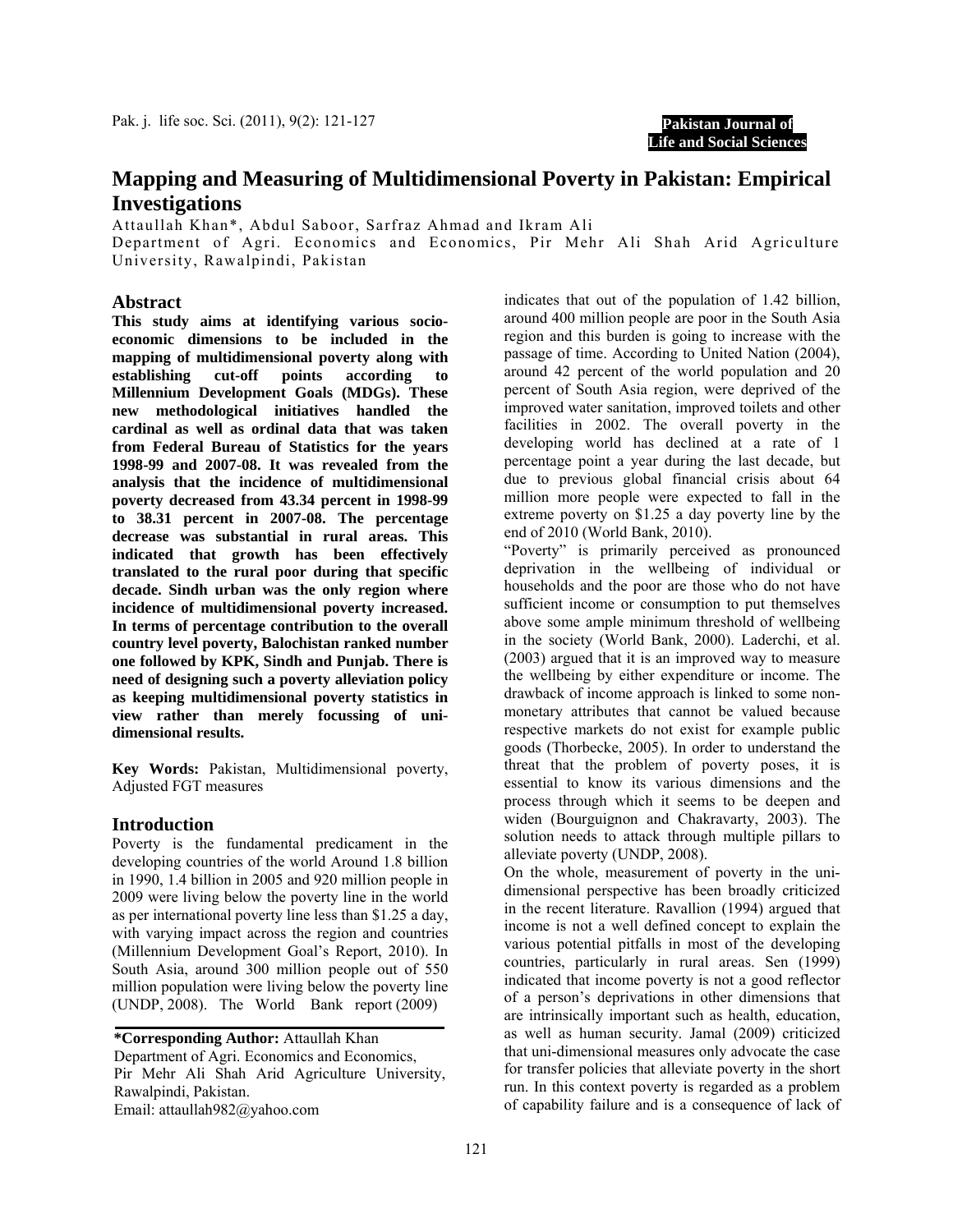# Mapping and Measuring of Multidimensional Poverty in Pakistan: Empirical Investigations

Attaullah Khan*, Abdul Saboor, Sarfraz Ahmad and Ikram Ali

Department of Agri. Economics and Economics, Pir Mehr Ali Shah Arid Agriculture University, Rawalpindi, Pakistan

## Abstract

**This study aims at identifying various socio-economic dimensions to be included in the mapping of multidimensional poverty along with establishing cut-off points according to Millennium Development Goals (MDGs). These new methodological initiatives handled the cardinal as well as ordinal data that was taken from Federal Bureau of Statistics for the years 1998-99 and 2007-08. It was revealed from the analysis that the incidence of multidimensional poverty decreased from 43.34 percent in 1998-99 to 38.31 percent in 2007-08. The percentage decrease was substantial in rural areas. This indicated that growth has been effectively translated to the rural poor during that specific decade. Sindh urban was the only region where incidence of multidimensional poverty increased. In terms of percentage contribution to the overall country level poverty, Balochistan ranked number one followed by KPK, Sindh and Punjab. There is need of designing such a poverty alleviation policy as keeping multidimensional poverty statistics in view rather than merely focussing of uni-dimensional results.**

**Key Words:** Pakistan, Multidimensional poverty, Adjusted FGT measures

## Introduction

Poverty is the fundamental predicament in the developing countries of the world Around 1.8 billion in 1990, 1.4 billion in 2005 and 920 million people in 2009 were living below the poverty line in the world as per international poverty line less than $1.25 a day, with varying impact across the region and countries (Millennium Development Goal's Report, 2010). In South Asia, around 300 million people out of 550 million population were living below the poverty line (UNDP, 2008). The World Bank report (2009) indicates that out of the population of 1.42 billion, around 400 million people are poor in the South Asia region and this burden is going to increase with the passage of time. According to United Nation (2004), around 42 percent of the world population and 20 percent of South Asia region, were deprived of the improved water sanitation, improved toilets and other facilities in 2002. The overall poverty in the developing world has declined at a rate of 1 percentage point a year during the last decade, but due to previous global financial crisis about 64 million more people were expected to fall in the extreme poverty on $1.25 a day poverty line by the end of 2010 (World Bank, 2010).

"Poverty" is primarily perceived as pronounced deprivation in the wellbeing of individual or households and the poor are those who do not have sufficient income or consumption to put themselves above some ample minimum threshold of wellbeing in the society (World Bank, 2000). Laderchi, et al. (2003) argued that it is an improved way to measure the wellbeing by either expenditure or income. The drawback of income approach is linked to some non-monetary attributes that cannot be valued because respective markets do not exist for example public goods (Thorbecke, 2005). In order to understand the threat that the problem of poverty poses, it is essential to know its various dimensions and the process through which it seems to be deepen and widen (Bourguignon and Chakravarty, 2003). The solution needs to attack through multiple pillars to alleviate poverty (UNDP, 2008).

On the whole, measurement of poverty in the uni-dimensional perspective has been broadly criticized in the recent literature. Ravallion (1994) argued that income is not a well defined concept to explain the various potential pitfalls in most of the developing countries, particularly in rural areas. Sen (1999) indicated that income poverty is not a good reflector of a person's deprivations in other dimensions that are intrinsically important such as health, education, as well as human security. Jamal (2009) criticized that uni-dimensional measures only advocate the case for transfer policies that alleviate poverty in the short run. In this context poverty is regarded as a problem of capability failure and is a consequence of lack of

**\*Corresponding Author:** Attaullah Khan
Department of Agri. Economics and Economics,
Pir Mehr Ali Shah Arid Agriculture University, Rawalpindi, Pakistan.
Email: attaullah982@yahoo.com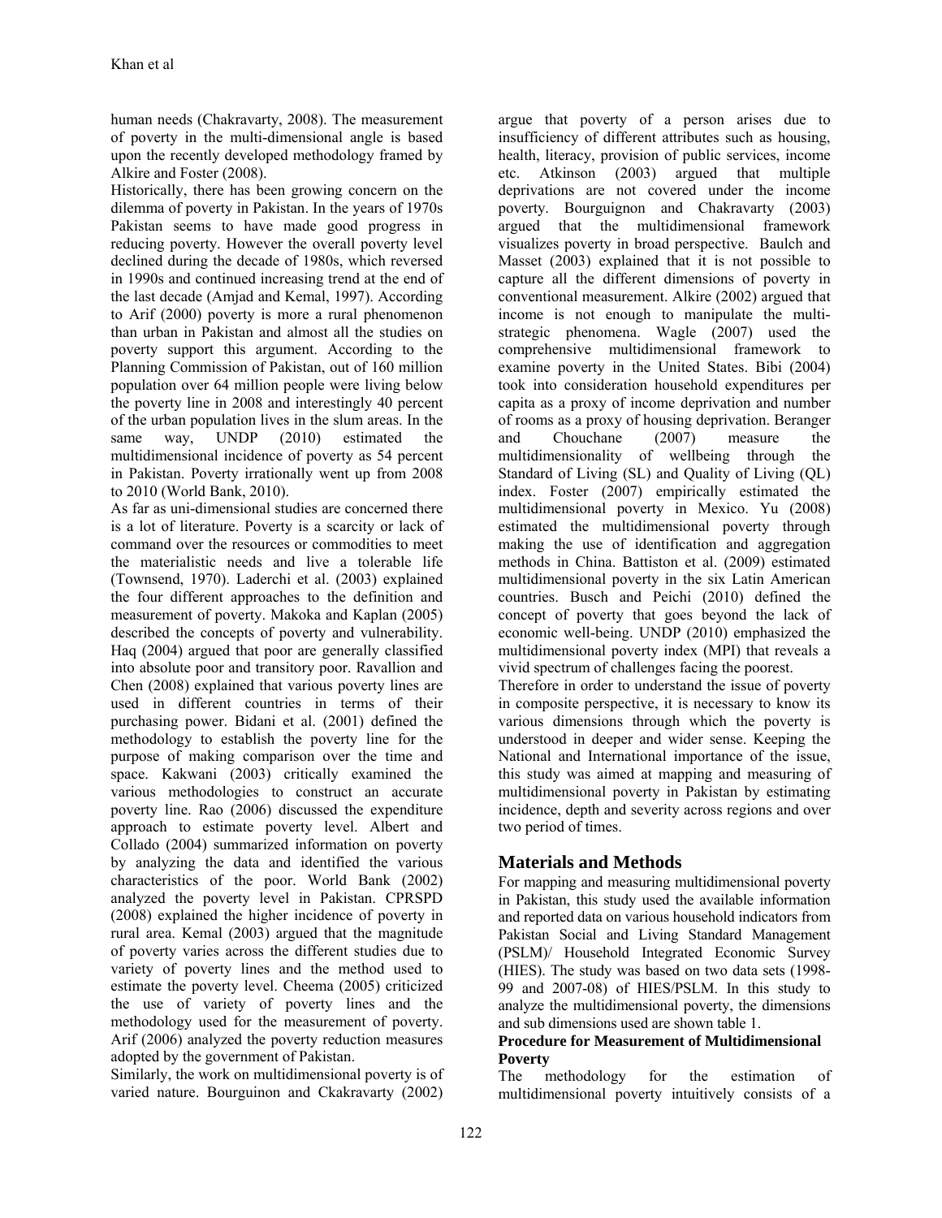human needs (Chakravarty, 2008). The measurement of poverty in the multi-dimensional angle is based upon the recently developed methodology framed by Alkire and Foster (2008).

Historically, there has been growing concern on the dilemma of poverty in Pakistan. In the years of 1970s Pakistan seems to have made good progress in reducing poverty. However the overall poverty level declined during the decade of 1980s, which reversed in 1990s and continued increasing trend at the end of the last decade (Amjad and Kemal, 1997). According to Arif (2000) poverty is more a rural phenomenon than urban in Pakistan and almost all the studies on poverty support this argument. According to the Planning Commission of Pakistan, out of 160 million population over 64 million people were living below the poverty line in 2008 and interestingly 40 percent of the urban population lives in the slum areas. In the same way, UNDP (2010) estimated the multidimensional incidence of poverty as 54 percent in Pakistan. Poverty irrationally went up from 2008 to 2010 (World Bank, 2010).

As far as uni-dimensional studies are concerned there is a lot of literature. Poverty is a scarcity or lack of command over the resources or commodities to meet the materialistic needs and live a tolerable life (Townsend, 1970). Laderchi et al. (2003) explained the four different approaches to the definition and measurement of poverty. Makoka and Kaplan (2005) described the concepts of poverty and vulnerability. Haq (2004) argued that poor are generally classified into absolute poor and transitory poor. Ravallion and Chen (2008) explained that various poverty lines are used in different countries in terms of their purchasing power. Bidani et al. (2001) defined the methodology to establish the poverty line for the purpose of making comparison over the time and space. Kakwani (2003) critically examined the various methodologies to construct an accurate poverty line. Rao (2006) discussed the expenditure approach to estimate poverty level. Albert and Collado (2004) summarized information on poverty by analyzing the data and identified the various characteristics of the poor. World Bank (2002) analyzed the poverty level in Pakistan. CPRSPD (2008) explained the higher incidence of poverty in rural area. Kemal (2003) argued that the magnitude of poverty varies across the different studies due to variety of poverty lines and the method used to estimate the poverty level. Cheema (2005) criticized the use of variety of poverty lines and the methodology used for the measurement of poverty. Arif (2006) analyzed the poverty reduction measures adopted by the government of Pakistan.

Similarly, the work on multidimensional poverty is of varied nature. Bourguinon and Ckakravarty (2002) argue that poverty of a person arises due to insufficiency of different attributes such as housing, health, literacy, provision of public services, income etc. Atkinson (2003) argued that multiple deprivations are not covered under the income poverty. Bourguignon and Chakravarty (2003) argued that the multidimensional framework visualizes poverty in broad perspective. Baulch and Masset (2003) explained that it is not possible to capture all the different dimensions of poverty in conventional measurement. Alkire (2002) argued that income is not enough to manipulate the multi-strategic phenomena. Wagle (2007) used the comprehensive multidimensional framework to examine poverty in the United States. Bibi (2004) took into consideration household expenditures per capita as a proxy of income deprivation and number of rooms as a proxy of housing deprivation. Beranger and Chouchane (2007) measure the multidimensionality of wellbeing through the Standard of Living (SL) and Quality of Living (QL) index. Foster (2007) empirically estimated the multidimensional poverty in Mexico. Yu (2008) estimated the multidimensional poverty through making the use of identification and aggregation methods in China. Battiston et al. (2009) estimated multidimensional poverty in the six Latin American countries. Busch and Peichi (2010) defined the concept of poverty that goes beyond the lack of economic well-being. UNDP (2010) emphasized the multidimensional poverty index (MPI) that reveals a vivid spectrum of challenges facing the poorest.

Therefore in order to understand the issue of poverty in composite perspective, it is necessary to know its various dimensions through which the poverty is understood in deeper and wider sense. Keeping the National and International importance of the issue, this study was aimed at mapping and measuring of multidimensional poverty in Pakistan by estimating incidence, depth and severity across regions and over two period of times.

## Materials and Methods

For mapping and measuring multidimensional poverty in Pakistan, this study used the available information and reported data on various household indicators from Pakistan Social and Living Standard Management (PSLM)/ Household Integrated Economic Survey (HIES). The study was based on two data sets (1998-99 and 2007-08) of HIES/PSLM. In this study to analyze the multidimensional poverty, the dimensions and sub dimensions used are shown table 1.

### Procedure for Measurement of Multidimensional Poverty

The methodology for the estimation of multidimensional poverty intuitively consists of a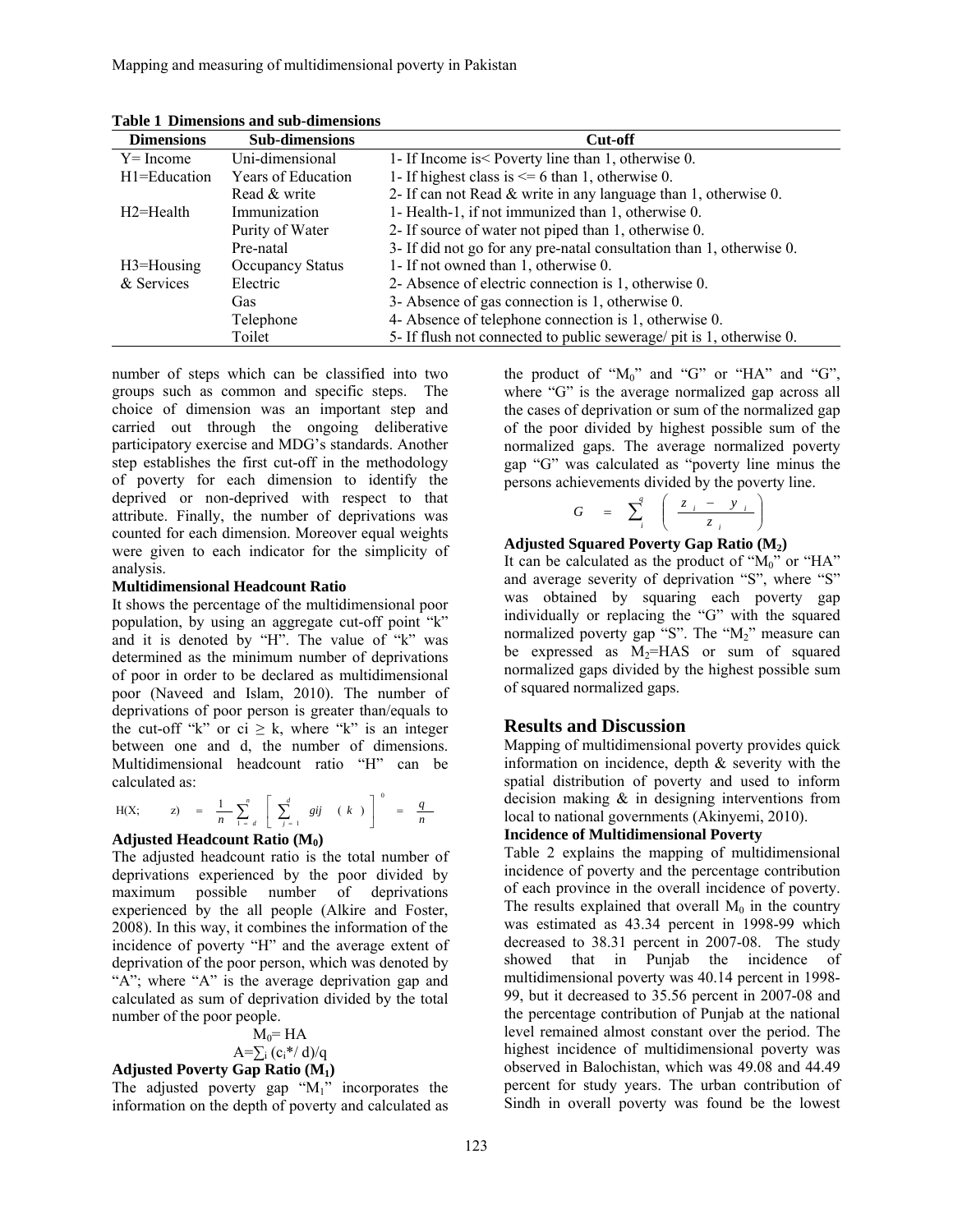**Table 1 Dimensions and sub-dimensions**

| Dimensions | Sub-dimensions | Cut-off |
|---|---|---|
| Y= Income | Uni-dimensional | 1- If Income is< Poverty line than 1, otherwise 0. |
| H1=Education | Years of Education | 1- If highest class is <= 6 than 1, otherwise 0. |
| | Read & write | 2- If can not Read & write in any language than 1, otherwise 0. |
| H2=Health | Immunization | 1- Health-1, if not immunized than 1, otherwise 0. |
| | Purity of Water | 2- If source of water not piped than 1, otherwise 0. |
| | Pre-natal | 3- If did not go for any pre-natal consultation than 1, otherwise 0. |
| H3=Housing | Occupancy Status | 1- If not owned than 1, otherwise 0. |
| & Services | Electric | 2- Absence of electric connection is 1, otherwise 0. |
| | Gas | 3- Absence of gas connection is 1, otherwise 0. |
| | Telephone | 4- Absence of telephone connection is 1, otherwise 0. |
| | Toilet | 5- If flush not connected to public sewerage/ pit is 1, otherwise 0. |

number of steps which can be classified into two groups such as common and specific steps. The choice of dimension was an important step and carried out through the ongoing deliberative participatory exercise and MDG's standards. Another step establishes the first cut-off in the methodology of poverty for each dimension to identify the deprived or non-deprived with respect to that attribute. Finally, the number of deprivations was counted for each dimension. Moreover equal weights were given to each indicator for the simplicity of analysis.

**Multidimensional Headcount Ratio**

It shows the percentage of the multidimensional poor population, by using an aggregate cut-off point "k" and it is denoted by "H". The value of "k" was determined as the minimum number of deprivations of poor in order to be declared as multidimensional poor (Naveed and Islam, 2010). The number of deprivations of poor person is greater than/equals to the cut-off "k" or $c_i \geq k$, where "k" is an integer between one and d, the number of dimensions. Multidimensional headcount ratio "H" can be calculated as:

$$H(X; \quad z) = \frac{1}{n}\sum_{i=d}^{n}\left[\sum_{j=1}^{d} gij \quad (k)\right]^{0} = \frac{q}{n}$$

**Adjusted Headcount Ratio ($M_0$)**

The adjusted headcount ratio is the total number of deprivations experienced by the poor divided by maximum possible number of deprivations experienced by the all people (Alkire and Foster, 2008). In this way, it combines the information of the incidence of poverty "H" and the average extent of deprivation of the poor person, which was denoted by "A"; where "A" is the average deprivation gap and calculated as sum of deprivation divided by the total number of the poor people.

$$M_0 = HA$$

$$A = \textstyle\sum_i (c_i{*}/\ d)/q$$

**Adjusted Poverty Gap Ratio ($M_1$)**

The adjusted poverty gap "$M_1$" incorporates the information on the depth of poverty and calculated as the product of "$M_0$" and "G" or "HA" and "G", where "G" is the average normalized gap across all the cases of deprivation or sum of the normalized gap of the poor divided by highest possible sum of the normalized gaps. The average normalized poverty gap "G" was calculated as "poverty line minus the persons achievements divided by the poverty line.

$$G = \sum_{i}^{q}\left(\frac{z_i - y_i}{z_i}\right)$$

**Adjusted Squared Poverty Gap Ratio ($M_2$)**

It can be calculated as the product of "$M_0$" or "HA" and average severity of deprivation "S", where "S" was obtained by squaring each poverty gap individually or replacing the "G" with the squared normalized poverty gap "S". The "$M_2$" measure can be expressed as $M_2$=HAS or sum of squared normalized gaps divided by the highest possible sum of squared normalized gaps.

## Results and Discussion

Mapping of multidimensional poverty provides quick information on incidence, depth & severity with the spatial distribution of poverty and used to inform decision making & in designing interventions from local to national governments (Akinyemi, 2010).

**Incidence of Multidimensional Poverty**

Table 2 explains the mapping of multidimensional incidence of poverty and the percentage contribution of each province in the overall incidence of poverty. The results explained that overall $M_0$ in the country was estimated as 43.34 percent in 1998-99 which decreased to 38.31 percent in 2007-08. The study showed that in Punjab the incidence of multidimensional poverty was 40.14 percent in 1998-99, but it decreased to 35.56 percent in 2007-08 and the percentage contribution of Punjab at the national level remained almost constant over the period. The highest incidence of multidimensional poverty was observed in Balochistan, which was 49.08 and 44.49 percent for study years. The urban contribution of Sindh in overall poverty was found be the lowest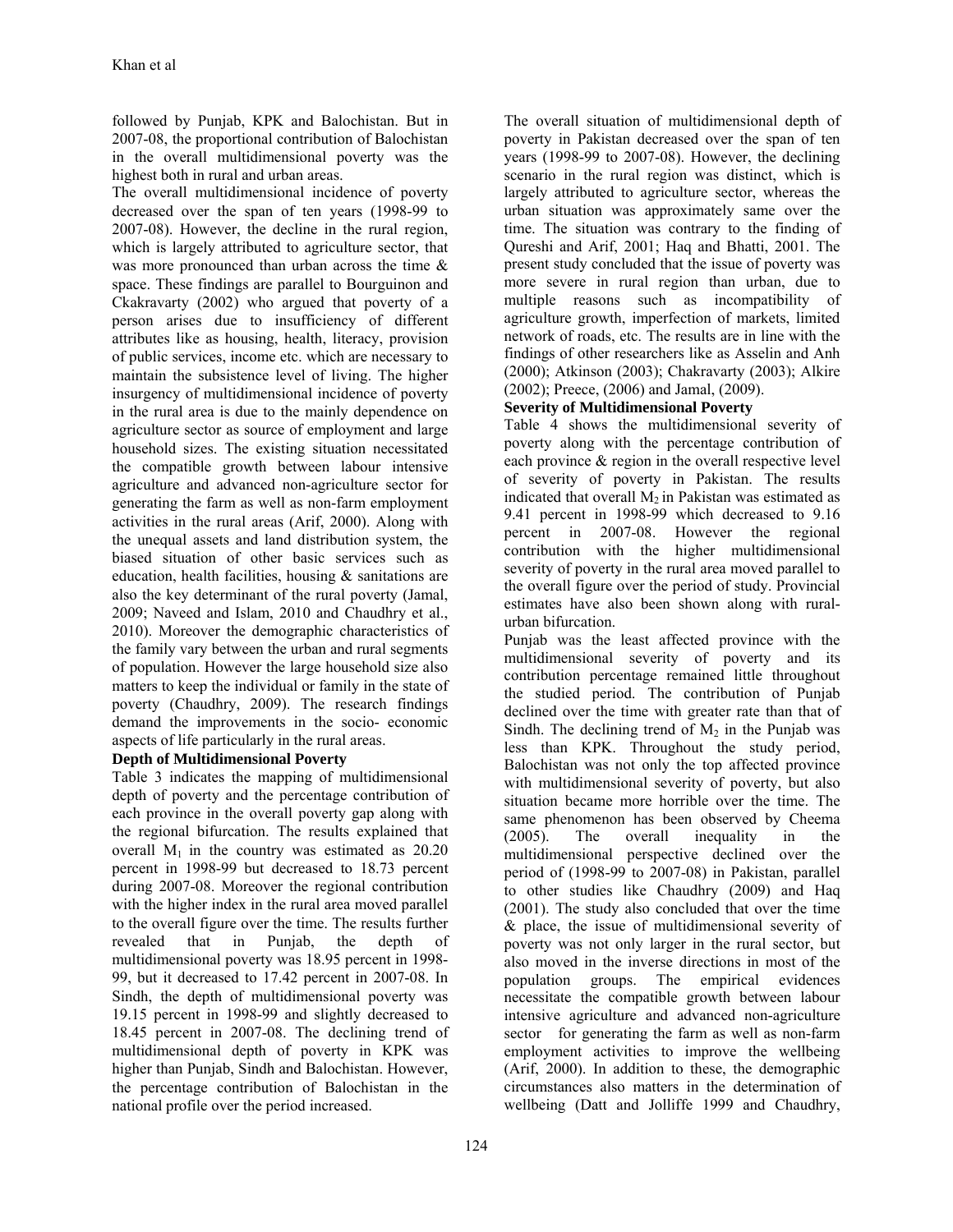followed by Punjab, KPK and Balochistan. But in 2007-08, the proportional contribution of Balochistan in the overall multidimensional poverty was the highest both in rural and urban areas.

The overall multidimensional incidence of poverty decreased over the span of ten years (1998-99 to 2007-08). However, the decline in the rural region, which is largely attributed to agriculture sector, that was more pronounced than urban across the time & space. These findings are parallel to Bourguinon and Ckakravarty (2002) who argued that poverty of a person arises due to insufficiency of different attributes like as housing, health, literacy, provision of public services, income etc. which are necessary to maintain the subsistence level of living. The higher insurgency of multidimensional incidence of poverty in the rural area is due to the mainly dependence on agriculture sector as source of employment and large household sizes. The existing situation necessitated the compatible growth between labour intensive agriculture and advanced non-agriculture sector for generating the farm as well as non-farm employment activities in the rural areas (Arif, 2000). Along with the unequal assets and land distribution system, the biased situation of other basic services such as education, health facilities, housing & sanitations are also the key determinant of the rural poverty (Jamal, 2009; Naveed and Islam, 2010 and Chaudhry et al., 2010). Moreover the demographic characteristics of the family vary between the urban and rural segments of population. However the large household size also matters to keep the individual or family in the state of poverty (Chaudhry, 2009). The research findings demand the improvements in the socio- economic aspects of life particularly in the rural areas.

**Depth of Multidimensional Poverty**

Table 3 indicates the mapping of multidimensional depth of poverty and the percentage contribution of each province in the overall poverty gap along with the regional bifurcation. The results explained that overall $M_1$ in the country was estimated as 20.20 percent in 1998-99 but decreased to 18.73 percent during 2007-08. Moreover the regional contribution with the higher index in the rural area moved parallel to the overall figure over the time. The results further revealed that in Punjab, the depth of multidimensional poverty was 18.95 percent in 1998-99, but it decreased to 17.42 percent in 2007-08. In Sindh, the depth of multidimensional poverty was 19.15 percent in 1998-99 and slightly decreased to 18.45 percent in 2007-08. The declining trend of multidimensional depth of poverty in KPK was higher than Punjab, Sindh and Balochistan. However, the percentage contribution of Balochistan in the national profile over the period increased.

The overall situation of multidimensional depth of poverty in Pakistan decreased over the span of ten years (1998-99 to 2007-08). However, the declining scenario in the rural region was distinct, which is largely attributed to agriculture sector, whereas the urban situation was approximately same over the time. The situation was contrary to the finding of Qureshi and Arif, 2001; Haq and Bhatti, 2001. The present study concluded that the issue of poverty was more severe in rural region than urban, due to multiple reasons such as incompatibility of agriculture growth, imperfection of markets, limited network of roads, etc. The results are in line with the findings of other researchers like as Asselin and Anh (2000); Atkinson (2003); Chakravarty (2003); Alkire (2002); Preece, (2006) and Jamal, (2009).

**Severity of Multidimensional Poverty**

Table 4 shows the multidimensional severity of poverty along with the percentage contribution of each province & region in the overall respective level of severity of poverty in Pakistan. The results indicated that overall $M_2$ in Pakistan was estimated as 9.41 percent in 1998-99 which decreased to 9.16 percent in 2007-08. However the regional contribution with the higher multidimensional severity of poverty in the rural area moved parallel to the overall figure over the period of study. Provincial estimates have also been shown along with rural-urban bifurcation.

Punjab was the least affected province with the multidimensional severity of poverty and its contribution percentage remained little throughout the studied period. The contribution of Punjab declined over the time with greater rate than that of Sindh. The declining trend of $M_2$ in the Punjab was less than KPK. Throughout the study period, Balochistan was not only the top affected province with multidimensional severity of poverty, but also situation became more horrible over the time. The same phenomenon has been observed by Cheema (2005). The overall inequality in the multidimensional perspective declined over the period of (1998-99 to 2007-08) in Pakistan, parallel to other studies like Chaudhry (2009) and Haq (2001). The study also concluded that over the time & place, the issue of multidimensional severity of poverty was not only larger in the rural sector, but also moved in the inverse directions in most of the population groups. The empirical evidences necessitate the compatible growth between labour intensive agriculture and advanced non-agriculture sector for generating the farm as well as non-farm employment activities to improve the wellbeing (Arif, 2000). In addition to these, the demographic circumstances also matters in the determination of wellbeing (Datt and Jolliffe 1999 and Chaudhry,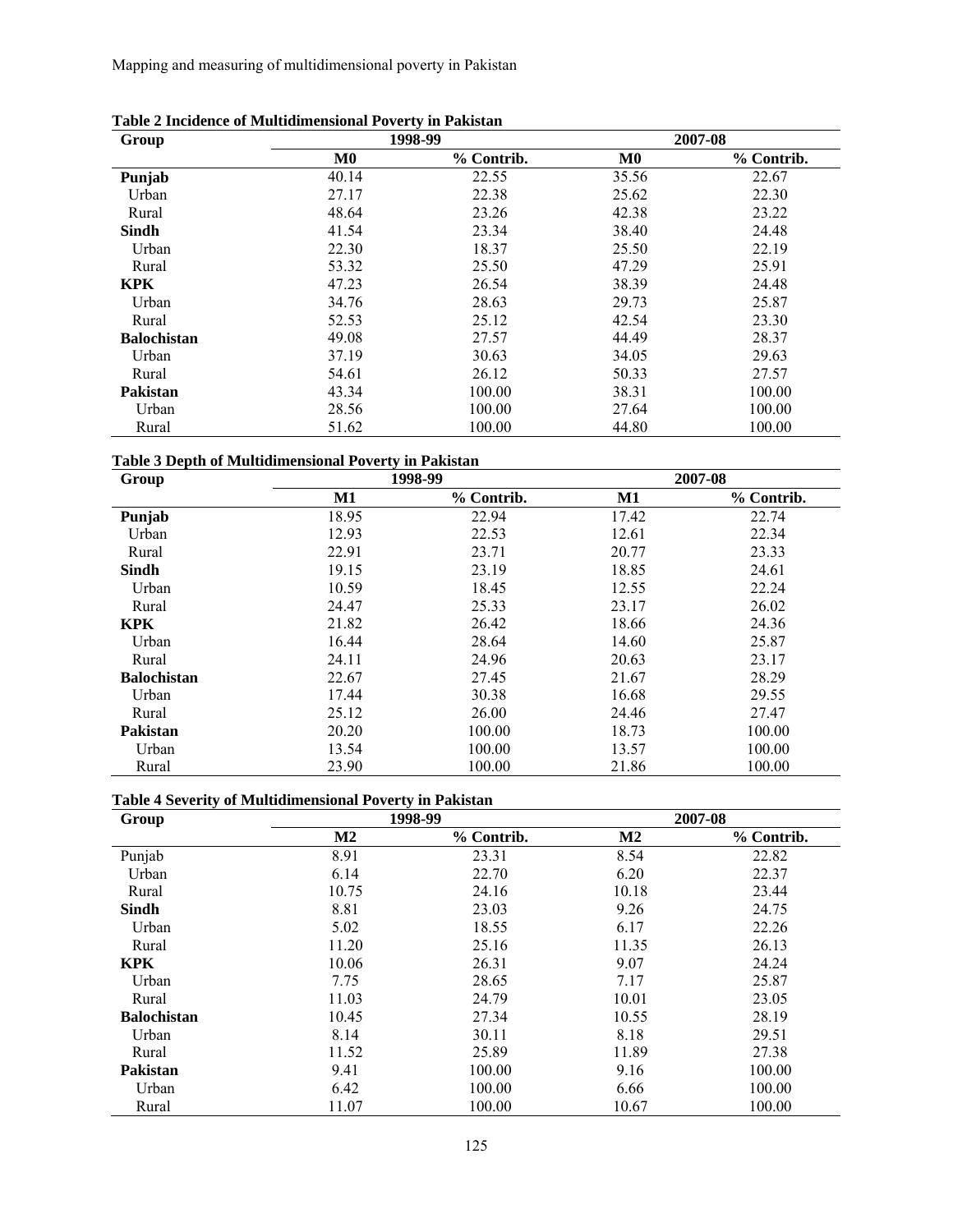**Table 2 Incidence of Multidimensional Poverty in Pakistan**

| Group | 1998-99 | | 2007-08 | |
|---|---|---|---|---|
| | **M0** | **% Contrib.** | **M0** | **% Contrib.** |
| **Punjab** | 40.14 | 22.55 | 35.56 | 22.67 |
| Urban | 27.17 | 22.38 | 25.62 | 22.30 |
| Rural | 48.64 | 23.26 | 42.38 | 23.22 |
| **Sindh** | 41.54 | 23.34 | 38.40 | 24.48 |
| Urban | 22.30 | 18.37 | 25.50 | 22.19 |
| Rural | 53.32 | 25.50 | 47.29 | 25.91 |
| **KPK** | 47.23 | 26.54 | 38.39 | 24.48 |
| Urban | 34.76 | 28.63 | 29.73 | 25.87 |
| Rural | 52.53 | 25.12 | 42.54 | 23.30 |
| **Balochistan** | 49.08 | 27.57 | 44.49 | 28.37 |
| Urban | 37.19 | 30.63 | 34.05 | 29.63 |
| Rural | 54.61 | 26.12 | 50.33 | 27.57 |
| **Pakistan** | 43.34 | 100.00 | 38.31 | 100.00 |
| Urban | 28.56 | 100.00 | 27.64 | 100.00 |
| Rural | 51.62 | 100.00 | 44.80 | 100.00 |

**Table 3 Depth of Multidimensional Poverty in Pakistan**

| Group | 1998-99 | | 2007-08 | |
|---|---|---|---|---|
| | **M1** | **% Contrib.** | **M1** | **% Contrib.** |
| **Punjab** | 18.95 | 22.94 | 17.42 | 22.74 |
| Urban | 12.93 | 22.53 | 12.61 | 22.34 |
| Rural | 22.91 | 23.71 | 20.77 | 23.33 |
| **Sindh** | 19.15 | 23.19 | 18.85 | 24.61 |
| Urban | 10.59 | 18.45 | 12.55 | 22.24 |
| Rural | 24.47 | 25.33 | 23.17 | 26.02 |
| **KPK** | 21.82 | 26.42 | 18.66 | 24.36 |
| Urban | 16.44 | 28.64 | 14.60 | 25.87 |
| Rural | 24.11 | 24.96 | 20.63 | 23.17 |
| **Balochistan** | 22.67 | 27.45 | 21.67 | 28.29 |
| Urban | 17.44 | 30.38 | 16.68 | 29.55 |
| Rural | 25.12 | 26.00 | 24.46 | 27.47 |
| **Pakistan** | 20.20 | 100.00 | 18.73 | 100.00 |
| Urban | 13.54 | 100.00 | 13.57 | 100.00 |
| Rural | 23.90 | 100.00 | 21.86 | 100.00 |

**Table 4 Severity of Multidimensional Poverty in Pakistan**

| Group | 1998-99 | | 2007-08 | |
|---|---|---|---|---|
| | **M2** | **% Contrib.** | **M2** | **% Contrib.** |
| Punjab | 8.91 | 23.31 | 8.54 | 22.82 |
| Urban | 6.14 | 22.70 | 6.20 | 22.37 |
| Rural | 10.75 | 24.16 | 10.18 | 23.44 |
| **Sindh** | 8.81 | 23.03 | 9.26 | 24.75 |
| Urban | 5.02 | 18.55 | 6.17 | 22.26 |
| Rural | 11.20 | 25.16 | 11.35 | 26.13 |
| **KPK** | 10.06 | 26.31 | 9.07 | 24.24 |
| Urban | 7.75 | 28.65 | 7.17 | 25.87 |
| Rural | 11.03 | 24.79 | 10.01 | 23.05 |
| **Balochistan** | 10.45 | 27.34 | 10.55 | 28.19 |
| Urban | 8.14 | 30.11 | 8.18 | 29.51 |
| Rural | 11.52 | 25.89 | 11.89 | 27.38 |
| **Pakistan** | 9.41 | 100.00 | 9.16 | 100.00 |
| Urban | 6.42 | 100.00 | 6.66 | 100.00 |
| Rural | 11.07 | 100.00 | 10.67 | 100.00 |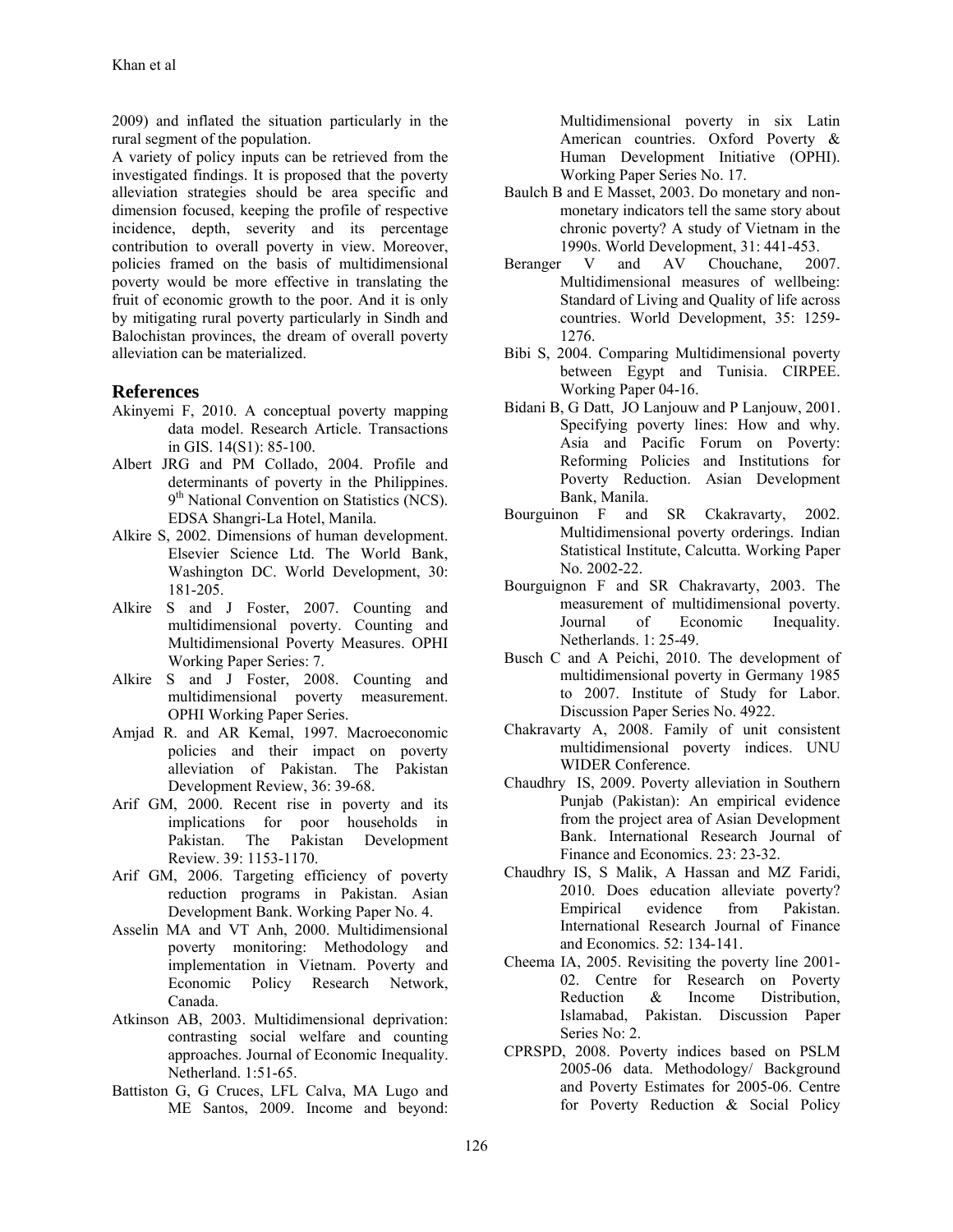2009) and inflated the situation particularly in the rural segment of the population.

A variety of policy inputs can be retrieved from the investigated findings. It is proposed that the poverty alleviation strategies should be area specific and dimension focused, keeping the profile of respective incidence, depth, severity and its percentage contribution to overall poverty in view. Moreover, policies framed on the basis of multidimensional poverty would be more effective in translating the fruit of economic growth to the poor. And it is only by mitigating rural poverty particularly in Sindh and Balochistan provinces, the dream of overall poverty alleviation can be materialized.

## References

Akinyemi F, 2010. A conceptual poverty mapping data model. Research Article. Transactions in GIS. 14(S1): 85-100.

Albert JRG and PM Collado, 2004. Profile and determinants of poverty in the Philippines. 9th National Convention on Statistics (NCS). EDSA Shangri-La Hotel, Manila.

Alkire S, 2002. Dimensions of human development. Elsevier Science Ltd. The World Bank, Washington DC. World Development, 30: 181-205.

Alkire S and J Foster, 2007. Counting and multidimensional poverty. Counting and Multidimensional Poverty Measures. OPHI Working Paper Series: 7.

Alkire S and J Foster, 2008. Counting and multidimensional poverty measurement. OPHI Working Paper Series.

Amjad R. and AR Kemal, 1997. Macroeconomic policies and their impact on poverty alleviation of Pakistan. The Pakistan Development Review, 36: 39-68.

Arif GM, 2000. Recent rise in poverty and its implications for poor households in Pakistan. The Pakistan Development Review. 39: 1153-1170.

Arif GM, 2006. Targeting efficiency of poverty reduction programs in Pakistan. Asian Development Bank. Working Paper No. 4.

Asselin MA and VT Anh, 2000. Multidimensional poverty monitoring: Methodology and implementation in Vietnam. Poverty and Economic Policy Research Network, Canada.

Atkinson AB, 2003. Multidimensional deprivation: contrasting social welfare and counting approaches. Journal of Economic Inequality. Netherland. 1:51-65.

Battiston G, G Cruces, LFL Calva, MA Lugo and ME Santos, 2009. Income and beyond: Multidimensional poverty in six Latin American countries. Oxford Poverty & Human Development Initiative (OPHI). Working Paper Series No. 17.

Baulch B and E Masset, 2003. Do monetary and non-monetary indicators tell the same story about chronic poverty? A study of Vietnam in the 1990s. World Development, 31: 441-453.

Beranger V and AV Chouchane, 2007. Multidimensional measures of wellbeing: Standard of Living and Quality of life across countries. World Development, 35: 1259-1276.

Bibi S, 2004. Comparing Multidimensional poverty between Egypt and Tunisia. CIRPEE. Working Paper 04-16.

Bidani B, G Datt, JO Lanjouw and P Lanjouw, 2001. Specifying poverty lines: How and why. Asia and Pacific Forum on Poverty: Reforming Policies and Institutions for Poverty Reduction. Asian Development Bank, Manila.

Bourguinon F and SR Ckakravarty, 2002. Multidimensional poverty orderings. Indian Statistical Institute, Calcutta. Working Paper No. 2002-22.

Bourguignon F and SR Chakravarty, 2003. The measurement of multidimensional poverty. Journal of Economic Inequality. Netherlands. 1: 25-49.

Busch C and A Peichi, 2010. The development of multidimensional poverty in Germany 1985 to 2007. Institute of Study for Labor. Discussion Paper Series No. 4922.

Chakravarty A, 2008. Family of unit consistent multidimensional poverty indices. UNU WIDER Conference.

Chaudhry IS, 2009. Poverty alleviation in Southern Punjab (Pakistan): An empirical evidence from the project area of Asian Development Bank. International Research Journal of Finance and Economics. 23: 23-32.

Chaudhry IS, S Malik, A Hassan and MZ Faridi, 2010. Does education alleviate poverty? Empirical evidence from Pakistan. International Research Journal of Finance and Economics. 52: 134-141.

Cheema IA, 2005. Revisiting the poverty line 2001-02. Centre for Research on Poverty Reduction & Income Distribution, Islamabad, Pakistan. Discussion Paper Series No: 2.

CPRSPD, 2008. Poverty indices based on PSLM 2005-06 data. Methodology/ Background and Poverty Estimates for 2005-06. Centre for Poverty Reduction & Social Policy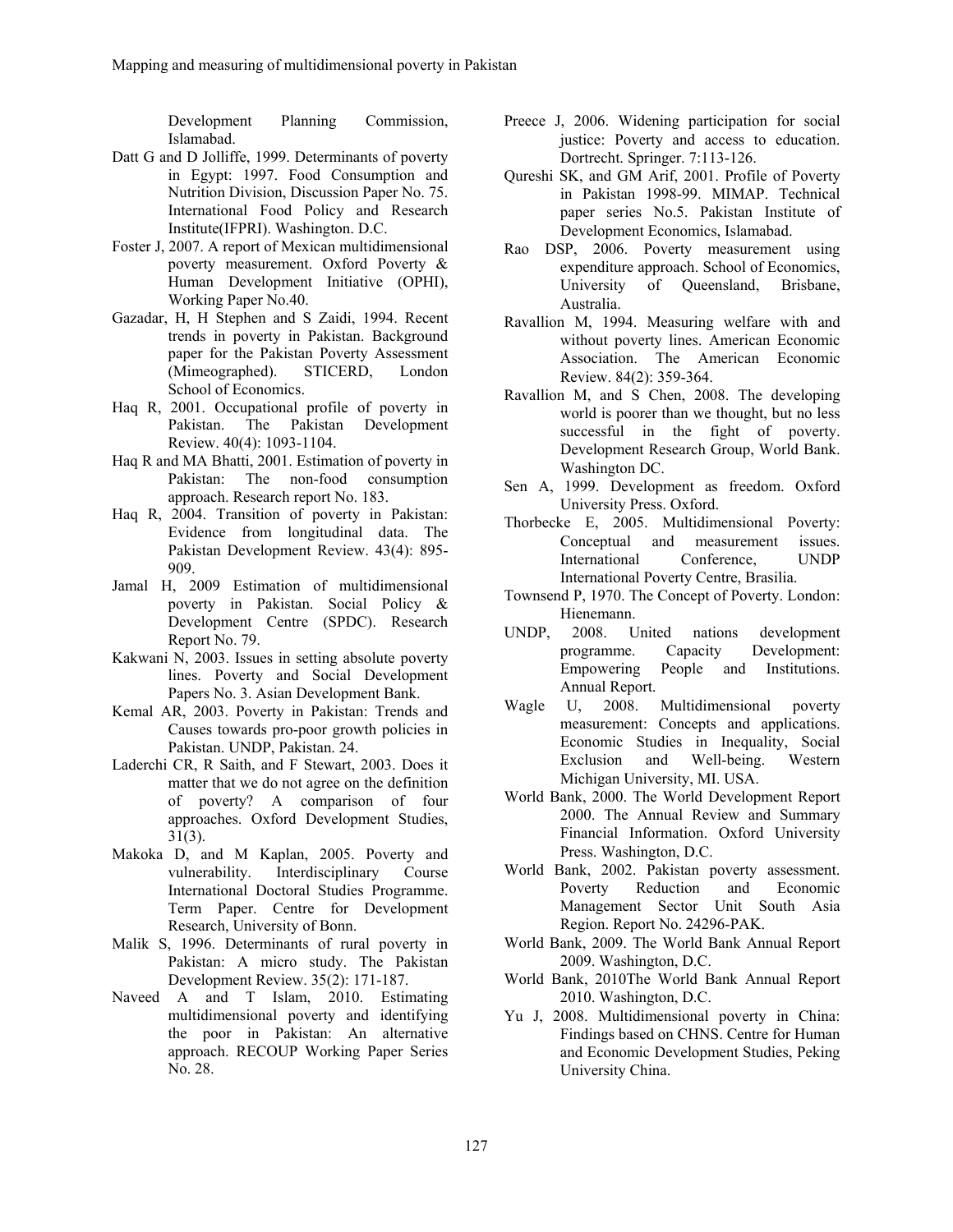Development Planning Commission, Islamabad.

Datt G and D Jolliffe, 1999. Determinants of poverty in Egypt: 1997. Food Consumption and Nutrition Division, Discussion Paper No. 75. International Food Policy and Research Institute(IFPRI). Washington. D.C.

Foster J, 2007. A report of Mexican multidimensional poverty measurement. Oxford Poverty & Human Development Initiative (OPHI), Working Paper No.40.

Gazadar, H, H Stephen and S Zaidi, 1994. Recent trends in poverty in Pakistan. Background paper for the Pakistan Poverty Assessment (Mimeographed). STICERD, London School of Economics.

Haq R, 2001. Occupational profile of poverty in Pakistan. The Pakistan Development Review. 40(4): 1093-1104.

Haq R and MA Bhatti, 2001. Estimation of poverty in Pakistan: The non-food consumption approach. Research report No. 183.

Haq R, 2004. Transition of poverty in Pakistan: Evidence from longitudinal data. The Pakistan Development Review. 43(4): 895-909.

Jamal H, 2009 Estimation of multidimensional poverty in Pakistan. Social Policy & Development Centre (SPDC). Research Report No. 79.

Kakwani N, 2003. Issues in setting absolute poverty lines. Poverty and Social Development Papers No. 3. Asian Development Bank.

Kemal AR, 2003. Poverty in Pakistan: Trends and Causes towards pro-poor growth policies in Pakistan. UNDP, Pakistan. 24.

Laderchi CR, R Saith, and F Stewart, 2003. Does it matter that we do not agree on the definition of poverty? A comparison of four approaches. Oxford Development Studies, 31(3).

Makoka D, and M Kaplan, 2005. Poverty and vulnerability. Interdisciplinary Course International Doctoral Studies Programme. Term Paper. Centre for Development Research, University of Bonn.

Malik S, 1996. Determinants of rural poverty in Pakistan: A micro study. The Pakistan Development Review. 35(2): 171-187.

Naveed A and T Islam, 2010. Estimating multidimensional poverty and identifying the poor in Pakistan: An alternative approach. RECOUP Working Paper Series No. 28.

Preece J, 2006. Widening participation for social justice: Poverty and access to education. Dortrecht. Springer. 7:113-126.

Qureshi SK, and GM Arif, 2001. Profile of Poverty in Pakistan 1998-99. MIMAP. Technical paper series No.5. Pakistan Institute of Development Economics, Islamabad.

Rao DSP, 2006. Poverty measurement using expenditure approach. School of Economics, University of Queensland, Brisbane, Australia.

Ravallion M, 1994. Measuring welfare with and without poverty lines. American Economic Association. The American Economic Review. 84(2): 359-364.

Ravallion M, and S Chen, 2008. The developing world is poorer than we thought, but no less successful in the fight of poverty. Development Research Group, World Bank. Washington DC.

Sen A, 1999. Development as freedom. Oxford University Press. Oxford.

Thorbecke E, 2005. Multidimensional Poverty: Conceptual and measurement issues. International Conference, UNDP International Poverty Centre, Brasilia.

Townsend P, 1970. The Concept of Poverty. London: Hienemann.

UNDP, 2008. United nations development programme. Capacity Development: Empowering People and Institutions. Annual Report.

Wagle U, 2008. Multidimensional poverty measurement: Concepts and applications. Economic Studies in Inequality, Social Exclusion and Well-being. Western Michigan University, MI. USA.

World Bank, 2000. The World Development Report 2000. The Annual Review and Summary Financial Information. Oxford University Press. Washington, D.C.

World Bank, 2002. Pakistan poverty assessment. Poverty Reduction and Economic Management Sector Unit South Asia Region. Report No. 24296-PAK.

World Bank, 2009. The World Bank Annual Report 2009. Washington, D.C.

World Bank, 2010The World Bank Annual Report 2010. Washington, D.C.

Yu J, 2008. Multidimensional poverty in China: Findings based on CHNS. Centre for Human and Economic Development Studies, Peking University China.